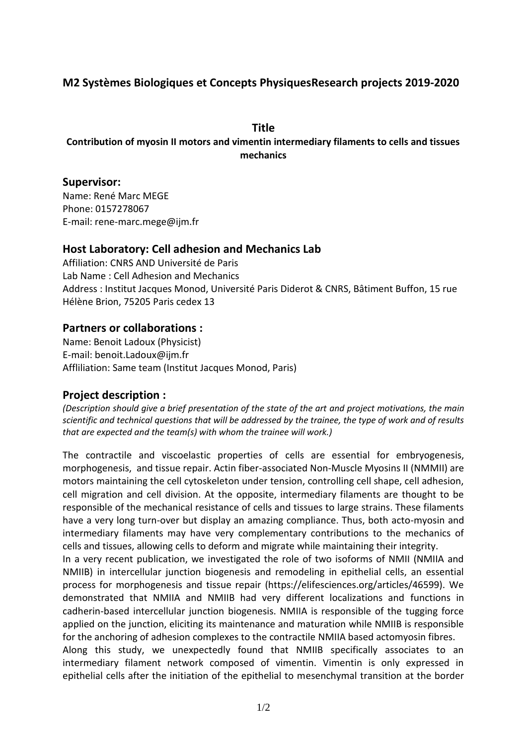## M2 Systèmes Biologiques et Concepts PhysiquesResearch projects 2019-2020

### Title

**Contribution of myosin II motors and vimentin intermediary filaments to cells and tissues mechanics**

## Supervisor:

Name: René Marc MEGE
Phone: 0157278067
E-mail: rene-marc.mege@ijm.fr

## Host Laboratory: Cell adhesion and Mechanics Lab

Affiliation: CNRS AND Université de Paris
Lab Name : Cell Adhesion and Mechanics
Address : Institut Jacques Monod, Université Paris Diderot & CNRS, Bâtiment Buffon, 15 rue Hélène Brion, 75205 Paris cedex 13

## Partners or collaborations :

Name: Benoit Ladoux (Physicist)
E-mail: benoit.Ladoux@ijm.fr
Afflliation: Same team (Institut Jacques Monod, Paris)

## Project description :

*(Description should give a brief presentation of the state of the art and project motivations, the main scientific and technical questions that will be addressed by the trainee, the type of work and of results that are expected and the team(s) with whom the trainee will work.)*

The contractile and viscoelastic properties of cells are essential for embryogenesis, morphogenesis, and tissue repair. Actin fiber-associated Non-Muscle Myosins II (NMMII) are motors maintaining the cell cytoskeleton under tension, controlling cell shape, cell adhesion, cell migration and cell division. At the opposite, intermediary filaments are thought to be responsible of the mechanical resistance of cells and tissues to large strains. These filaments have a very long turn-over but display an amazing compliance. Thus, both acto-myosin and intermediary filaments may have very complementary contributions to the mechanics of cells and tissues, allowing cells to deform and migrate while maintaining their integrity.

In a very recent publication, we investigated the role of two isoforms of NMII (NMIIA and NMIIB) in intercellular junction biogenesis and remodeling in epithelial cells, an essential process for morphogenesis and tissue repair (https://elifesciences.org/articles/46599). We demonstrated that NMIIA and NMIIB had very different localizations and functions in cadherin-based intercellular junction biogenesis. NMIIA is responsible of the tugging force applied on the junction, eliciting its maintenance and maturation while NMIIB is responsible for the anchoring of adhesion complexes to the contractile NMIIA based actomyosin fibres.

Along this study, we unexpectedly found that NMIIB specifically associates to an intermediary filament network composed of vimentin. Vimentin is only expressed in epithelial cells after the initiation of the epithelial to mesenchymal transition at the border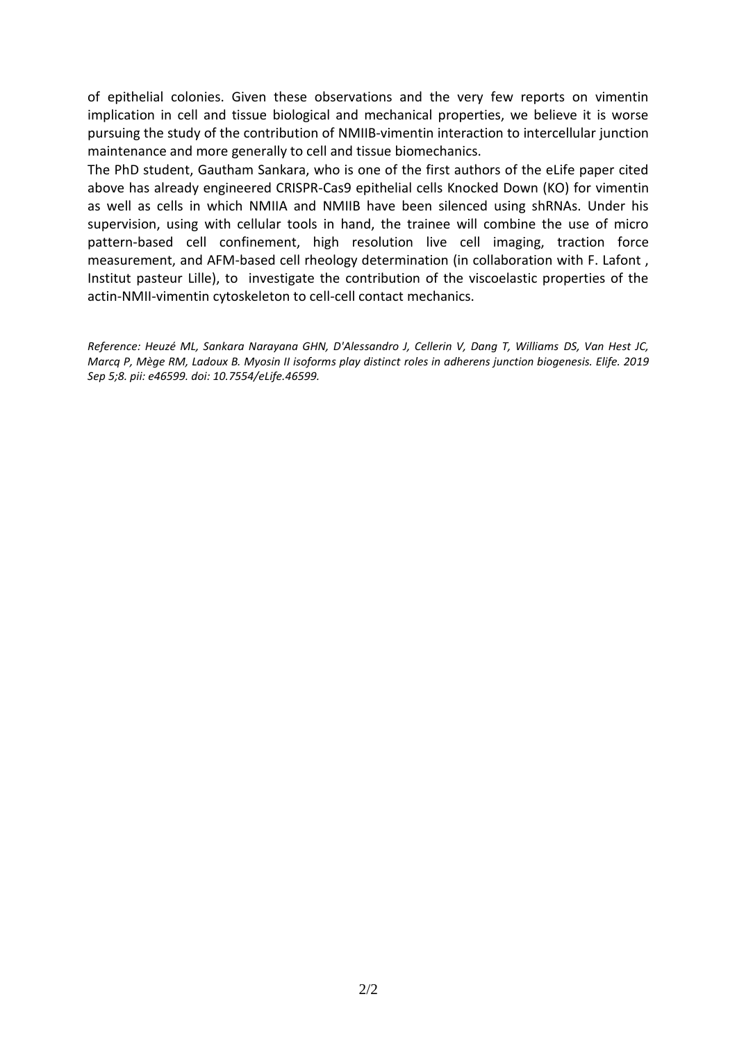of epithelial colonies. Given these observations and the very few reports on vimentin implication in cell and tissue biological and mechanical properties, we believe it is worse pursuing the study of the contribution of NMIIB-vimentin interaction to intercellular junction maintenance and more generally to cell and tissue biomechanics.

The PhD student, Gautham Sankara, who is one of the first authors of the eLife paper cited above has already engineered CRISPR-Cas9 epithelial cells Knocked Down (KO) for vimentin as well as cells in which NMIIA and NMIIB have been silenced using shRNAs. Under his supervision, using with cellular tools in hand, the trainee will combine the use of micro pattern-based cell confinement, high resolution live cell imaging, traction force measurement, and AFM-based cell rheology determination (in collaboration with F. Lafont , Institut pasteur Lille), to investigate the contribution of the viscoelastic properties of the actin-NMII-vimentin cytoskeleton to cell-cell contact mechanics.

*Reference: Heuzé ML, Sankara Narayana GHN, D'Alessandro J, Cellerin V, Dang T, Williams DS, Van Hest JC, Marcq P, Mège RM, Ladoux B. Myosin II isoforms play distinct roles in adherens junction biogenesis. Elife. 2019 Sep 5;8. pii: e46599. doi: 10.7554/eLife.46599.*